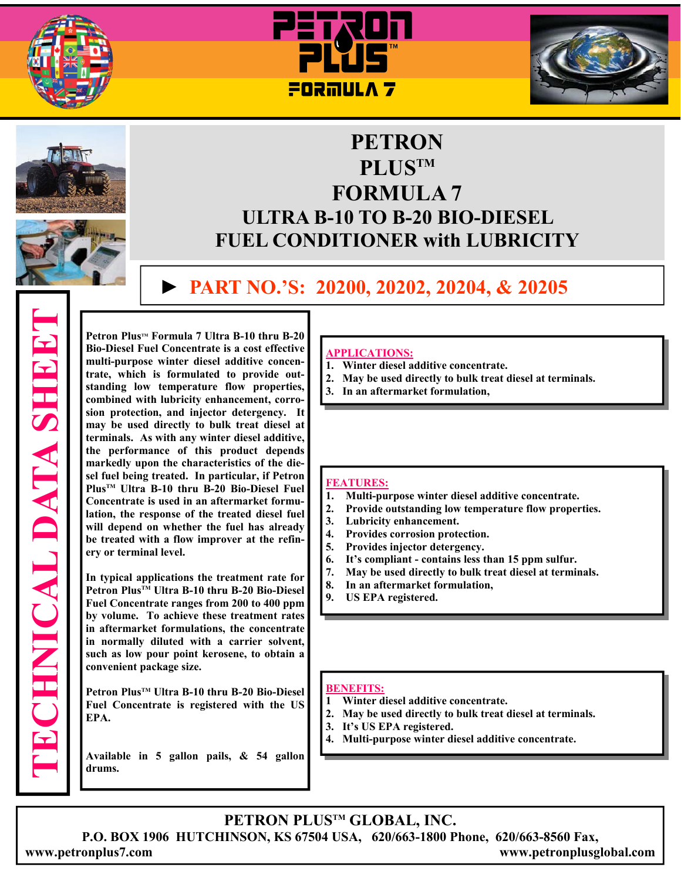# PETRON PLUS™ FORMULA 7

## ULTRA B-10 TO B-20 BIO-DIESEL FUEL CONDITIONER with LUBRICITY

### ► PART NO.'S: 20200, 20202, 20204, & 20205

TECHNICAL DATA SHEET

**Petron Plus™ Formula 7 Ultra B-10 thru B-20 Bio-Diesel Fuel Concentrate is a cost effective multi-purpose winter diesel additive concentrate, which is formulated to provide outstanding low temperature flow properties, combined with lubricity enhancement, corrosion protection, and injector detergency. It may be used directly to bulk treat diesel at terminals. As with any winter diesel additive, the performance of this product depends markedly upon the characteristics of the diesel fuel being treated. In particular, if Petron Plus™ Ultra B-10 thru B-20 Bio-Diesel Fuel Concentrate is used in an aftermarket formulation, the response of the treated diesel fuel will depend on whether the fuel has already be treated with a flow improver at the refinery or terminal level.**

**In typical applications the treatment rate for Petron Plus™ Ultra B-10 thru B-20 Bio-Diesel Fuel Concentrate ranges from 200 to 400 ppm by volume. To achieve these treatment rates in aftermarket formulations, the concentrate in normally diluted with a carrier solvent, such as low pour point kerosene, to obtain a convenient package size.**

**Petron Plus™ Ultra B-10 thru B-20 Bio-Diesel Fuel Concentrate is registered with the US EPA.**

**Available in 5 gallon pails, & 54 gallon drums.**

**APPLICATIONS:**

1. **Winter diesel additive concentrate.**
2. **May be used directly to bulk treat diesel at terminals.**
3. **In an aftermarket formulation,**

**FEATURES:**

1. **Multi-purpose winter diesel additive concentrate.**
2. **Provide outstanding low temperature flow properties.**
3. **Lubricity enhancement.**
4. **Provides corrosion protection.**
5. **Provides injector detergency.**
6. **It's compliant - contains less than 15 ppm sulfur.**
7. **May be used directly to bulk treat diesel at terminals.**
8. **In an aftermarket formulation,**
9. **US EPA registered.**

**BENEFITS:**

1. **Winter diesel additive concentrate.**
2. **May be used directly to bulk treat diesel at terminals.**
3. **It's US EPA registered.**
4. **Multi-purpose winter diesel additive concentrate.**

**PETRON PLUS™ GLOBAL, INC.**
**P.O. BOX 1906 HUTCHINSON, KS 67504 USA, 620/663-1800 Phone, 620/663-8560 Fax,**
**www.petronplus7.com www.petronplusglobal.com**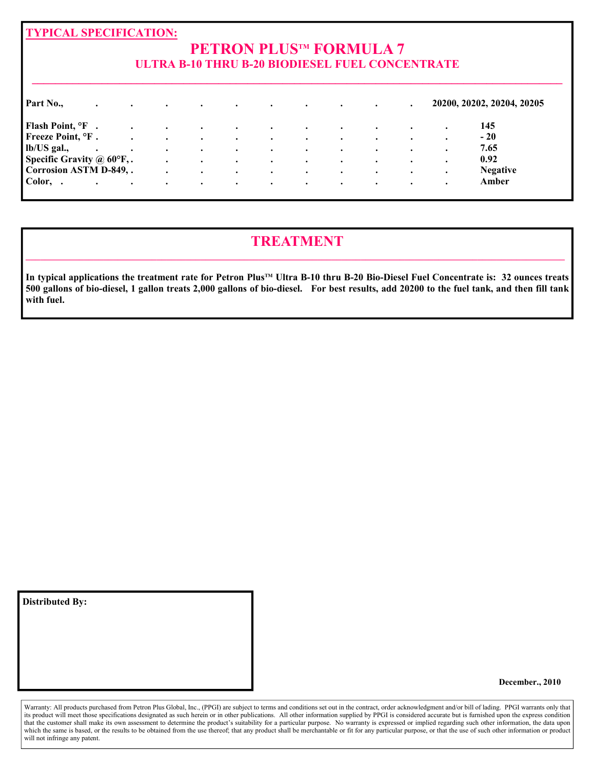**TYPICAL SPECIFICATION:**

# PETRON PLUS™ FORMULA 7

## ULTRA B-10 THRU B-20 BIODIESEL FUEL CONCENTRATE

| | |
|---|---|
| **Part No.,** | **20200, 20202, 20204, 20205** |
| **Flash Point, °F** | **145** |
| **Freeze Point, °F** | **- 20** |
| **lb/US gal.,** | **7.65** |
| **Specific Gravity @ 60°F,** | **0.92** |
| **Corrosion ASTM D-849,** | **Negative** |
| **Color,** | **Amber** |

## TREATMENT

**In typical applications the treatment rate for Petron Plus™ Ultra B-10 thru B-20 Bio-Diesel Fuel Concentrate is: 32 ounces treats 500 gallons of bio-diesel, 1 gallon treats 2,000 gallons of bio-diesel. For best results, add 20200 to the fuel tank, and then fill tank with fuel.**

**Distributed By:**

**December., 2010**

Warranty: All products purchased from Petron Plus Global, Inc., (PPGI) are subject to terms and conditions set out in the contract, order acknowledgment and/or bill of lading. PPGI warrants only that its product will meet those specifications designated as such herein or in other publications. All other information supplied by PPGI is considered accurate but is furnished upon the express condition that the customer shall make its own assessment to determine the product's suitability for a particular purpose. No warranty is expressed or implied regarding such other information, the data upon which the same is based, or the results to be obtained from the use thereof; that any product shall be merchantable or fit for any particular purpose, or that the use of such other information or product will not infringe any patent.